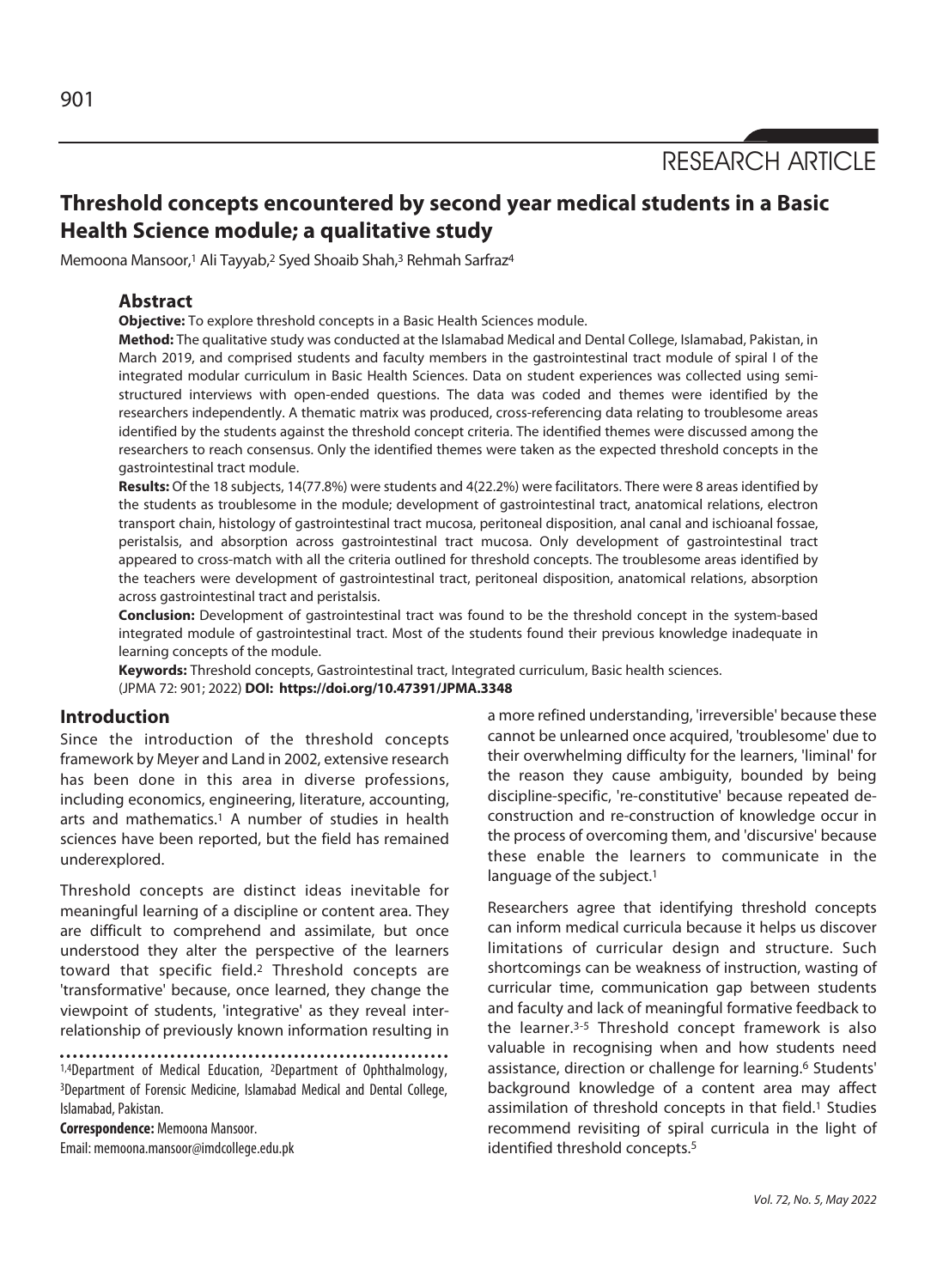RESEARCH ARTICLE

# Threshold concepts encountered by second year medical students in a Basic Health Science module; a qualitative study

Memoona Mansoor,[1] Ali Tayyab,[2] Syed Shoaib Shah,[3] Rehmah Sarfraz[4]

## Abstract

**Objective:** To explore threshold concepts in a Basic Health Sciences module.

**Method:** The qualitative study was conducted at the Islamabad Medical and Dental College, Islamabad, Pakistan, in March 2019, and comprised students and faculty members in the gastrointestinal tract module of spiral I of the integrated modular curriculum in Basic Health Sciences. Data on student experiences was collected using semi-structured interviews with open-ended questions. The data was coded and themes were identified by the researchers independently. A thematic matrix was produced, cross-referencing data relating to troublesome areas identified by the students against the threshold concept criteria. The identified themes were discussed among the researchers to reach consensus. Only the identified themes were taken as the expected threshold concepts in the gastrointestinal tract module.

**Results:** Of the 18 subjects, 14(77.8%) were students and 4(22.2%) were facilitators. There were 8 areas identified by the students as troublesome in the module; development of gastrointestinal tract, anatomical relations, electron transport chain, histology of gastrointestinal tract mucosa, peritoneal disposition, anal canal and ischioanal fossae, peristalsis, and absorption across gastrointestinal tract mucosa. Only development of gastrointestinal tract appeared to cross-match with all the criteria outlined for threshold concepts. The troublesome areas identified by the teachers were development of gastrointestinal tract, peritoneal disposition, anatomical relations, absorption across gastrointestinal tract and peristalsis.

**Conclusion:** Development of gastrointestinal tract was found to be the threshold concept in the system-based integrated module of gastrointestinal tract. Most of the students found their previous knowledge inadequate in learning concepts of the module.

**Keywords:** Threshold concepts, Gastrointestinal tract, Integrated curriculum, Basic health sciences.

(JPMA 72: 901; 2022) **DOI: https://doi.org/10.47391/JPMA.3348**

## Introduction

Since the introduction of the threshold concepts framework by Meyer and Land in 2002, extensive research has been done in this area in diverse professions, including economics, engineering, literature, accounting, arts and mathematics.[1] A number of studies in health sciences have been reported, but the field has remained underexplored.

Threshold concepts are distinct ideas inevitable for meaningful learning of a discipline or content area. They are difficult to comprehend and assimilate, but once understood they alter the perspective of the learners toward that specific field.[2] Threshold concepts are 'transformative' because, once learned, they change the viewpoint of students, 'integrative' as they reveal inter-relationship of previously known information resulting in a more refined understanding, 'irreversible' because these cannot be unlearned once acquired, 'troublesome' due to their overwhelming difficulty for the learners, 'liminal' for the reason they cause ambiguity, bounded by being discipline-specific, 're-constitutive' because repeated de-construction and re-construction of knowledge occur in the process of overcoming them, and 'discursive' because these enable the learners to communicate in the language of the subject.[1]

Researchers agree that identifying threshold concepts can inform medical curricula because it helps us discover limitations of curricular design and structure. Such shortcomings can be weakness of instruction, wasting of curricular time, communication gap between students and faculty and lack of meaningful formative feedback to the learner.[3-5] Threshold concept framework is also valuable in recognising when and how students need assistance, direction or challenge for learning.[6] Students' background knowledge of a content area may affect assimilation of threshold concepts in that field.[1] Studies recommend revisiting of spiral curricula in the light of identified threshold concepts.[5]

---

[1,4]Department of Medical Education, [2]Department of Ophthalmology, [3]Department of Forensic Medicine, Islamabad Medical and Dental College, Islamabad, Pakistan.

**Correspondence:** Memoona Mansoor.
Email: memoona.mansoor@imdcollege.edu.pk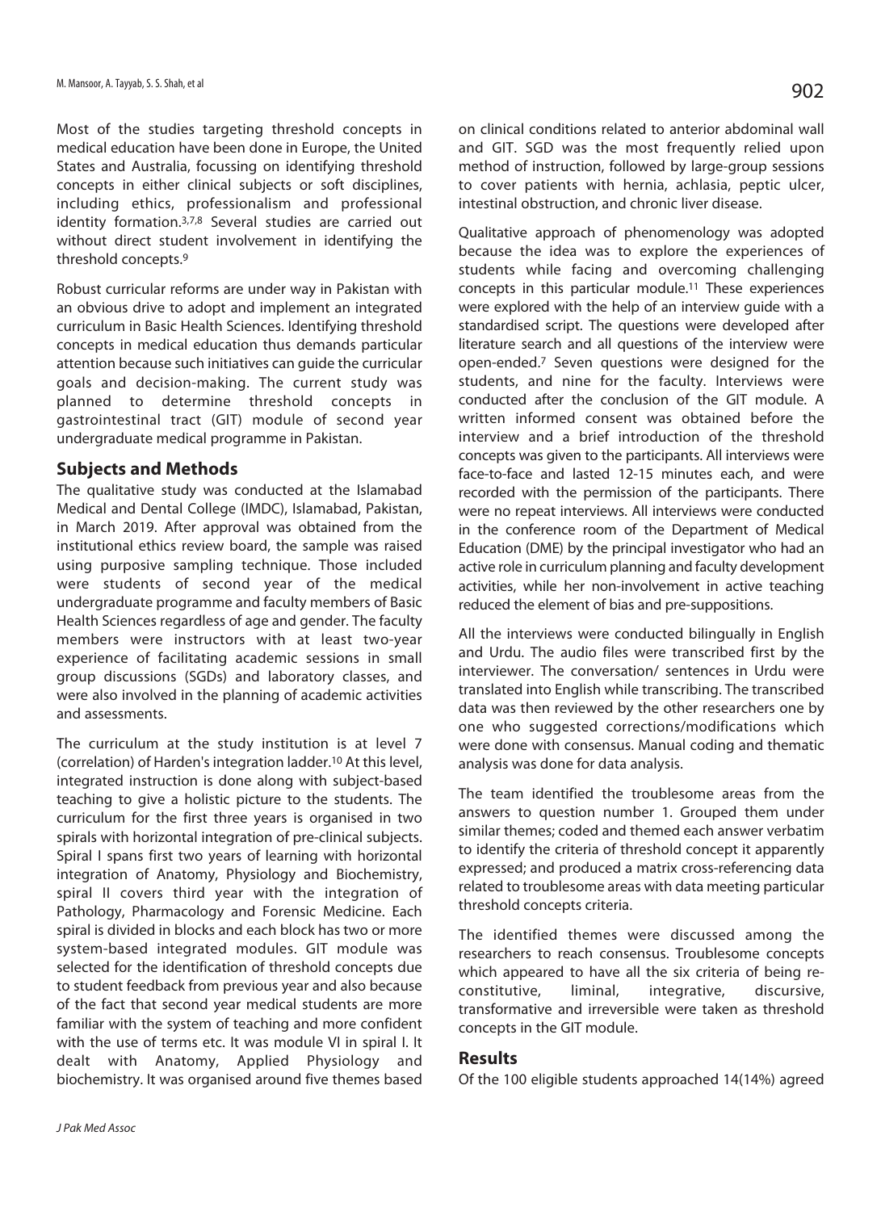Most of the studies targeting threshold concepts in medical education have been done in Europe, the United States and Australia, focussing on identifying threshold concepts in either clinical subjects or soft disciplines, including ethics, professionalism and professional identity formation.[3,7,8] Several studies are carried out without direct student involvement in identifying the threshold concepts.[9]

Robust curricular reforms are under way in Pakistan with an obvious drive to adopt and implement an integrated curriculum in Basic Health Sciences. Identifying threshold concepts in medical education thus demands particular attention because such initiatives can guide the curricular goals and decision-making. The current study was planned to determine threshold concepts in gastrointestinal tract (GIT) module of second year undergraduate medical programme in Pakistan.

## Subjects and Methods

The qualitative study was conducted at the Islamabad Medical and Dental College (IMDC), Islamabad, Pakistan, in March 2019. After approval was obtained from the institutional ethics review board, the sample was raised using purposive sampling technique. Those included were students of second year of the medical undergraduate programme and faculty members of Basic Health Sciences regardless of age and gender. The faculty members were instructors with at least two-year experience of facilitating academic sessions in small group discussions (SGDs) and laboratory classes, and were also involved in the planning of academic activities and assessments.

The curriculum at the study institution is at level 7 (correlation) of Harden's integration ladder.[10] At this level, integrated instruction is done along with subject-based teaching to give a holistic picture to the students. The curriculum for the first three years is organised in two spirals with horizontal integration of pre-clinical subjects. Spiral I spans first two years of learning with horizontal integration of Anatomy, Physiology and Biochemistry, spiral II covers third year with the integration of Pathology, Pharmacology and Forensic Medicine. Each spiral is divided in blocks and each block has two or more system-based integrated modules. GIT module was selected for the identification of threshold concepts due to student feedback from previous year and also because of the fact that second year medical students are more familiar with the system of teaching and more confident with the use of terms etc. It was module VI in spiral I. It dealt with Anatomy, Applied Physiology and biochemistry. It was organised around five themes based on clinical conditions related to anterior abdominal wall and GIT. SGD was the most frequently relied upon method of instruction, followed by large-group sessions to cover patients with hernia, achlasia, peptic ulcer, intestinal obstruction, and chronic liver disease.

Qualitative approach of phenomenology was adopted because the idea was to explore the experiences of students while facing and overcoming challenging concepts in this particular module.[11] These experiences were explored with the help of an interview guide with a standardised script. The questions were developed after literature search and all questions of the interview were open-ended.[7] Seven questions were designed for the students, and nine for the faculty. Interviews were conducted after the conclusion of the GIT module. A written informed consent was obtained before the interview and a brief introduction of the threshold concepts was given to the participants. All interviews were face-to-face and lasted 12-15 minutes each, and were recorded with the permission of the participants. There were no repeat interviews. All interviews were conducted in the conference room of the Department of Medical Education (DME) by the principal investigator who had an active role in curriculum planning and faculty development activities, while her non-involvement in active teaching reduced the element of bias and pre-suppositions.

All the interviews were conducted bilingually in English and Urdu. The audio files were transcribed first by the interviewer. The conversation/ sentences in Urdu were translated into English while transcribing. The transcribed data was then reviewed by the other researchers one by one who suggested corrections/modifications which were done with consensus. Manual coding and thematic analysis was done for data analysis.

The team identified the troublesome areas from the answers to question number 1. Grouped them under similar themes; coded and themed each answer verbatim to identify the criteria of threshold concept it apparently expressed; and produced a matrix cross-referencing data related to troublesome areas with data meeting particular threshold concepts criteria.

The identified themes were discussed among the researchers to reach consensus. Troublesome concepts which appeared to have all the six criteria of being re-constitutive, liminal, integrative, discursive, transformative and irreversible were taken as threshold concepts in the GIT module.

## Results

Of the 100 eligible students approached 14(14%) agreed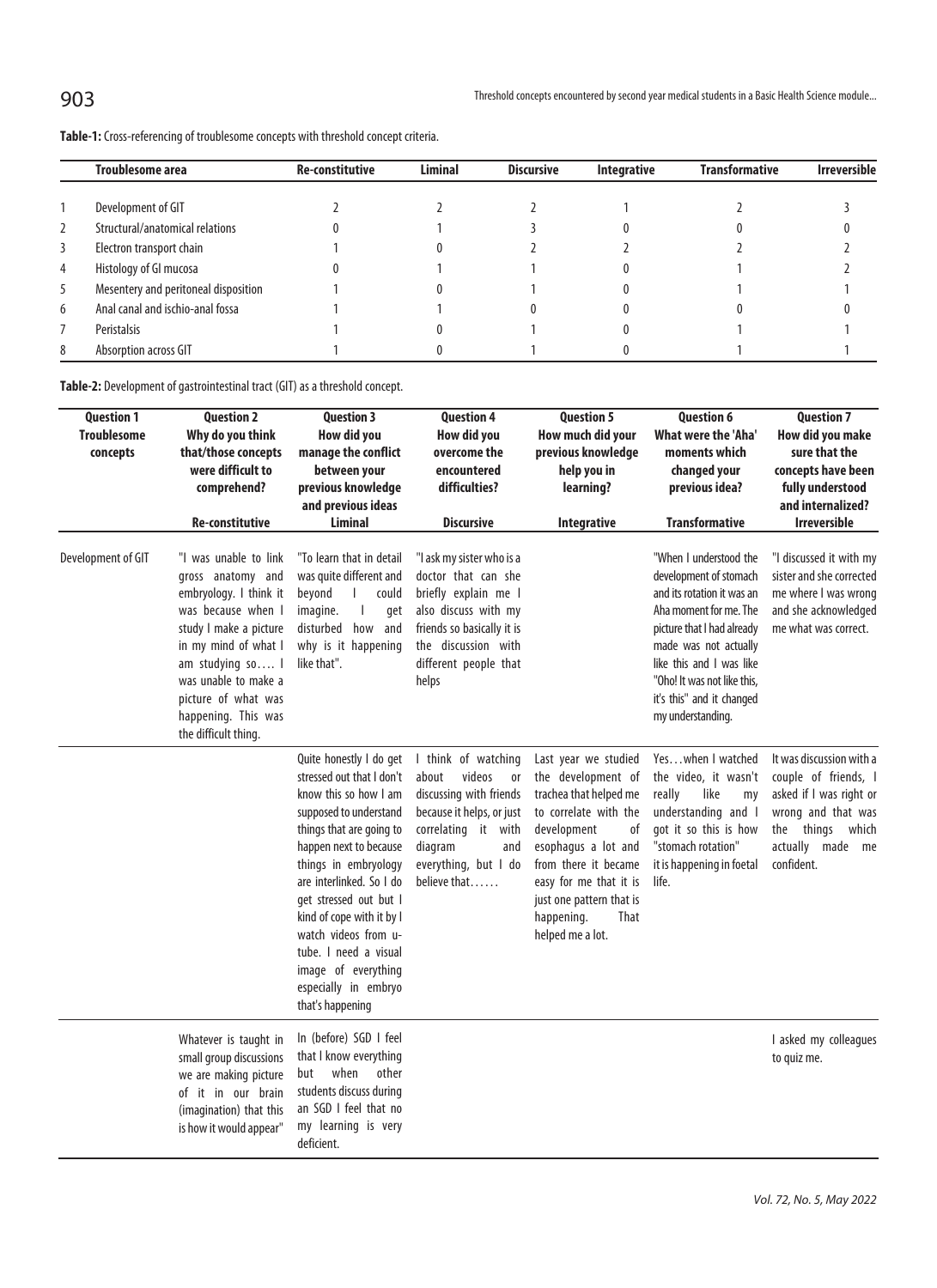**Table-1:** Cross-referencing of troublesome concepts with threshold concept criteria.

| | Troublesome area | Re-constitutive | Liminal | Discursive | Integrative | Transformative | Irreversible |
|---|---|---|---|---|---|---|---|
| 1 | Development of GIT | 2 | 2 | 2 | 1 | 2 | 3 |
| 2 | Structural/anatomical relations | 0 | 1 | 3 | 0 | 0 | 0 |
| 3 | Electron transport chain | 1 | 0 | 2 | 2 | 2 | 2 |
| 4 | Histology of GI mucosa | 0 | 1 | 1 | 0 | 1 | 2 |
| 5 | Mesentery and peritoneal disposition | 1 | 0 | 1 | 0 | 1 | 1 |
| 6 | Anal canal and ischio-anal fossa | 1 | 1 | 0 | 0 | 0 | 0 |
| 7 | Peristalsis | 1 | 0 | 1 | 0 | 1 | 1 |
| 8 | Absorption across GIT | 1 | 0 | 1 | 0 | 1 | 1 |

**Table-2:** Development of gastrointestinal tract (GIT) as a threshold concept.

| Question 1 Troublesome concepts | Question 2 Why do you think that/those concepts were difficult to comprehend? | Question 3 How did you manage the conflict between your previous knowledge and previous ideas | Question 4 How did you overcome the encountered difficulties? | Question 5 How much did your previous knowledge help you in learning? | Question 6 What were the 'Aha' moments which changed your previous idea? | Question 7 How did you make sure that the concepts have been fully understood and internalized? |
|---|---|---|---|---|---|---|
| | Re-constitutive | Liminal | Discursive | Integrative | Transformative | Irreversible |
| Development of GIT | "I was unable to link gross anatomy and embryology. I think it was because when I study I make a picture in my mind of what I am studying so…. I was unable to make a picture of what was happening. This was the difficult thing. | "To learn that in detail was quite different and beyond I could imagine. I get disturbed how and why is it happening like that". | "I ask my sister who is a doctor that can she briefly explain me I also discuss with my friends so basically it is the discussion with different people that helps | | "When I understood the development of stomach and its rotation it was an Aha moment for me. The picture that I had already made was not actually like this and I was like "Oho! It was not like this, it's this" and it changed my understanding. | "I discussed it with my sister and she corrected me where I was wrong and she acknowledged me what was correct. |
| | | Quite honestly I do get stressed out that I don't know this so how I am supposed to understand things that are going to happen next to because things in embryology are interlinked. So I do get stressed out but I kind of cope with it by I watch videos from u-tube. I need a visual image of everything especially in embryo that's happening | I think of watching about videos or discussing with friends because it helps, or just correlating it with diagram and everything, but I do believe that…… | Last year we studied the development of trachea that helped me to correlate with the development of esophagus a lot and from there it became easy for me that it is just one pattern that is happening. That helped me a lot. | Yes…when I watched the video, it wasn't really like my understanding and I got it so this is how "stomach rotation" it is happening in foetal life. | It was discussion with a couple of friends, I asked if I was right or wrong and that was the things which actually made me confident. |
| | Whatever is taught in small group discussions we are making picture of it in our brain (imagination) that this is how it would appear" | In (before) SGD I feel that I know everything but when other students discuss during an SGD I feel that no my learning is very deficient. | | | | I asked my colleagues to quiz me. |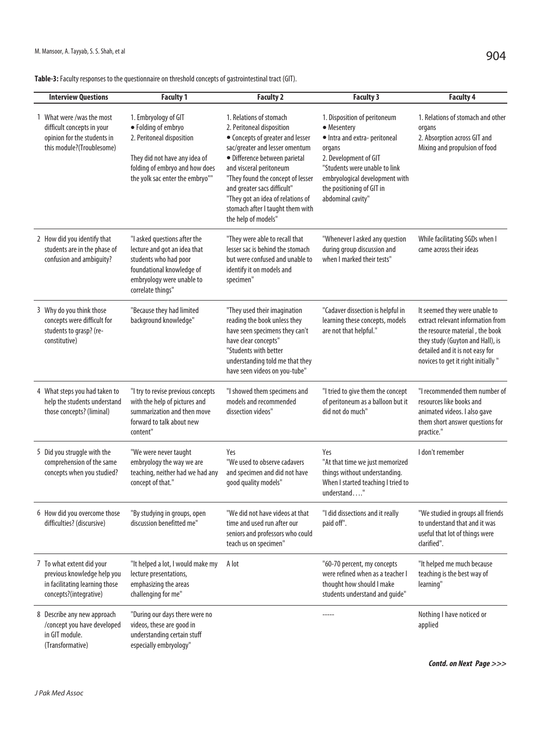**Table-3:** Faculty responses to the questionnaire on threshold concepts of gastrointestinal tract (GIT).

| Interview Questions | Faculty 1 | Faculty 2 | Faculty 3 | Faculty 4 |
|---|---|---|---|---|
| 1 What were /was the most difficult concepts in your opinion for the students in this module?(Troublesome) | 1. Embryology of GIT<br>• Folding of embryo<br>2. Peritoneal disposition<br><br>They did not have any idea of folding of embryo and how does the yolk sac enter the embryo"" | 1. Relations of stomach<br>2. Peritoneal disposition<br>• Concepts of greater and lesser sac/greater and lesser omentum<br>• Difference between parietal and visceral peritoneum<br>"They found the concept of lesser and greater sacs difficult"<br>"They got an idea of relations of stomach after I taught them with the help of models" | 1. Disposition of peritoneum<br>• Mesentery<br>• Intra and extra- peritoneal organs<br>2. Development of GIT<br>"Students were unable to link embryological development with the positioning of GIT in abdominal cavity" | 1. Relations of stomach and other organs<br>2. Absorption across GIT and Mixing and propulsion of food |
| 2 How did you identify that students are in the phase of confusion and ambiguity? | "I asked questions after the lecture and got an idea that students who had poor foundational knowledge of embryology were unable to correlate things" | "They were able to recall that lesser sac is behind the stomach but were confused and unable to identify it on models and specimen" | "Whenever I asked any question during group discussion and when I marked their tests" | While facilitating SGDs when I came across their ideas |
| 3 Why do you think those concepts were difficult for students to grasp? (re-constitutive) | "Because they had limited background knowledge" | "They used their imagination reading the book unless they have seen specimens they can't have clear concepts"<br>"Students with better understanding told me that they have seen videos on you-tube" | "Cadaver dissection is helpful in learning these concepts, models are not that helpful." | It seemed they were unable to extract relevant information from the resource material , the book they study (Guyton and Hall), is detailed and it is not easy for novices to get it right initially " |
| 4 What steps you had taken to help the students understand those concepts? (liminal) | "I try to revise previous concepts with the help of pictures and summarization and then move forward to talk about new content" | "I showed them specimens and models and recommended dissection videos" | "I tried to give them the concept of peritoneum as a balloon but it did not do much" | "I recommended them number of resources like books and animated videos. I also gave them short answer questions for practice." |
| 5 Did you struggle with the comprehension of the same concepts when you studied? | "We were never taught embryology the way we are teaching, neither had we had any concept of that." | Yes<br>"We used to observe cadavers and specimen and did not have good quality models" | Yes<br>"At that time we just memorized things without understanding. When I started teaching I tried to understand…." | I don't remember |
| 6 How did you overcome those difficulties? (discursive) | "By studying in groups, open discussion benefitted me" | "We did not have videos at that time and used run after our seniors and professors who could teach us on specimen" | "I did dissections and it really paid off". | "We studied in groups all friends to understand that and it was useful that lot of things were clarified". |
| 7 To what extent did your previous knowledge help you in facilitating learning those concepts?(integrative) | "It helped a lot, I would make my lecture presentations, emphasizing the areas challenging for me" | A lot | "60-70 percent, my concepts were refined when as a teacher I thought how should I make students understand and guide" | "It helped me much because teaching is the best way of learning" |
| 8 Describe any new approach /concept you have developed in GIT module. (Transformative) | "During our days there were no videos, these are good in understanding certain stuff especially embryology" | | ----- | Nothing I have noticed or applied |

***Contd. on Next Page >>>***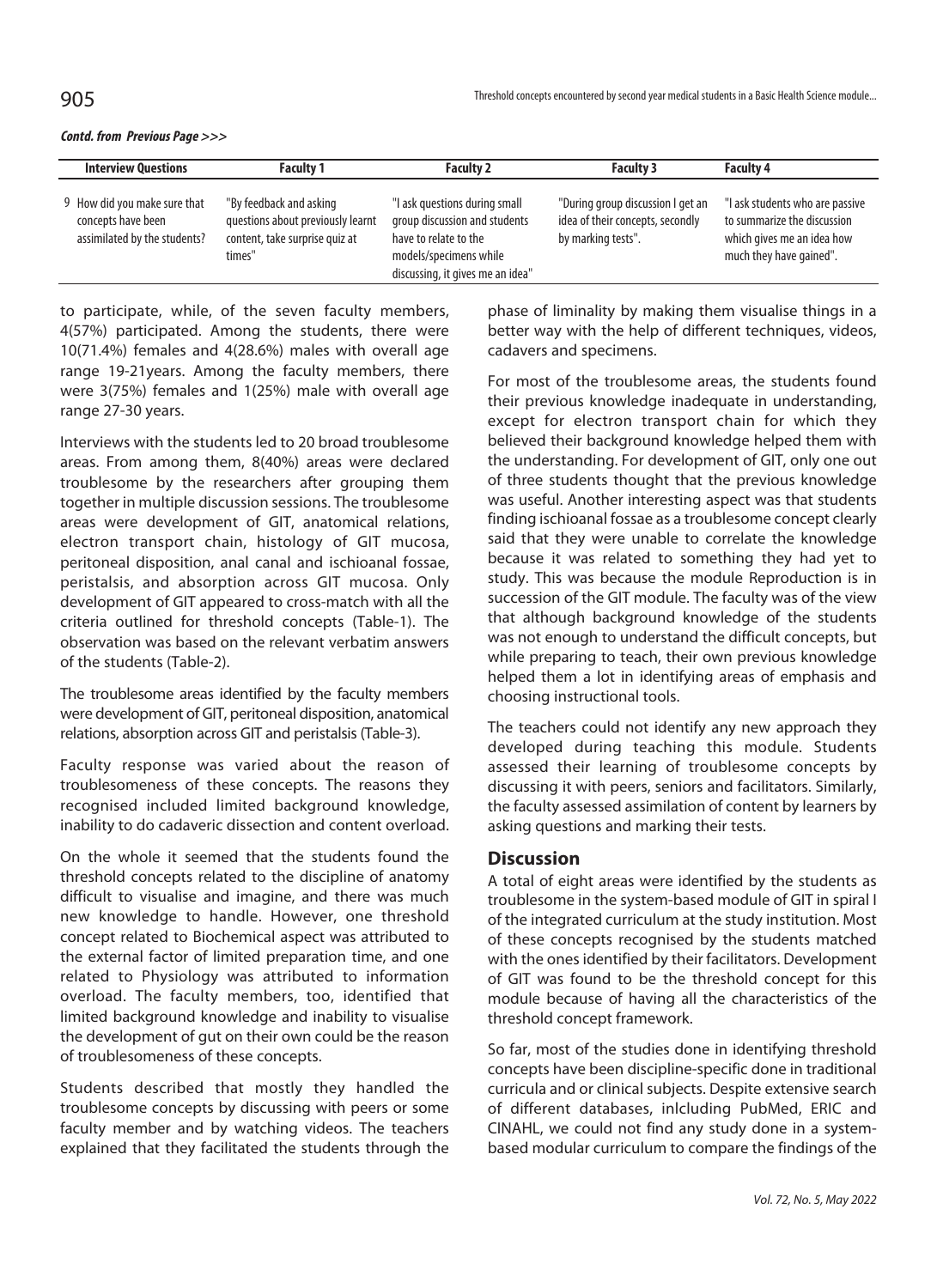***Contd. from Previous Page >>>***

| Interview Questions | Faculty 1 | Faculty 2 | Faculty 3 | Faculty 4 |
|---|---|---|---|---|
| 9 How did you make sure that concepts have been assimilated by the students? | "By feedback and asking questions about previously learnt content, take surprise quiz at times" | "I ask questions during small group discussion and students have to relate to the models/specimens while discussing, it gives me an idea" | "During group discussion I get an idea of their concepts, secondly by marking tests". | "I ask students who are passive to summarize the discussion which gives me an idea how much they have gained". |

to participate, while, of the seven faculty members, 4(57%) participated. Among the students, there were 10(71.4%) females and 4(28.6%) males with overall age range 19-21years. Among the faculty members, there were 3(75%) females and 1(25%) male with overall age range 27-30 years.

Interviews with the students led to 20 broad troublesome areas. From among them, 8(40%) areas were declared troublesome by the researchers after grouping them together in multiple discussion sessions. The troublesome areas were development of GIT, anatomical relations, electron transport chain, histology of GIT mucosa, peritoneal disposition, anal canal and ischioanal fossae, peristalsis, and absorption across GIT mucosa. Only development of GIT appeared to cross-match with all the criteria outlined for threshold concepts (Table-1). The observation was based on the relevant verbatim answers of the students (Table-2).

The troublesome areas identified by the faculty members were development of GIT, peritoneal disposition, anatomical relations, absorption across GIT and peristalsis (Table-3).

Faculty response was varied about the reason of troublesomeness of these concepts. The reasons they recognised included limited background knowledge, inability to do cadaveric dissection and content overload.

On the whole it seemed that the students found the threshold concepts related to the discipline of anatomy difficult to visualise and imagine, and there was much new knowledge to handle. However, one threshold concept related to Biochemical aspect was attributed to the external factor of limited preparation time, and one related to Physiology was attributed to information overload. The faculty members, too, identified that limited background knowledge and inability to visualise the development of gut on their own could be the reason of troublesomeness of these concepts.

Students described that mostly they handled the troublesome concepts by discussing with peers or some faculty member and by watching videos. The teachers explained that they facilitated the students through the phase of liminality by making them visualise things in a better way with the help of different techniques, videos, cadavers and specimens.

For most of the troublesome areas, the students found their previous knowledge inadequate in understanding, except for electron transport chain for which they believed their background knowledge helped them with the understanding. For development of GIT, only one out of three students thought that the previous knowledge was useful. Another interesting aspect was that students finding ischioanal fossae as a troublesome concept clearly said that they were unable to correlate the knowledge because it was related to something they had yet to study. This was because the module Reproduction is in succession of the GIT module. The faculty was of the view that although background knowledge of the students was not enough to understand the difficult concepts, but while preparing to teach, their own previous knowledge helped them a lot in identifying areas of emphasis and choosing instructional tools.

The teachers could not identify any new approach they developed during teaching this module. Students assessed their learning of troublesome concepts by discussing it with peers, seniors and facilitators. Similarly, the faculty assessed assimilation of content by learners by asking questions and marking their tests.

## Discussion

A total of eight areas were identified by the students as troublesome in the system-based module of GIT in spiral I of the integrated curriculum at the study institution. Most of these concepts recognised by the students matched with the ones identified by their facilitators. Development of GIT was found to be the threshold concept for this module because of having all the characteristics of the threshold concept framework.

So far, most of the studies done in identifying threshold concepts have been discipline-specific done in traditional curricula and or clinical subjects. Despite extensive search of different databases, inlcluding PubMed, ERIC and CINAHL, we could not find any study done in a system-based modular curriculum to compare the findings of the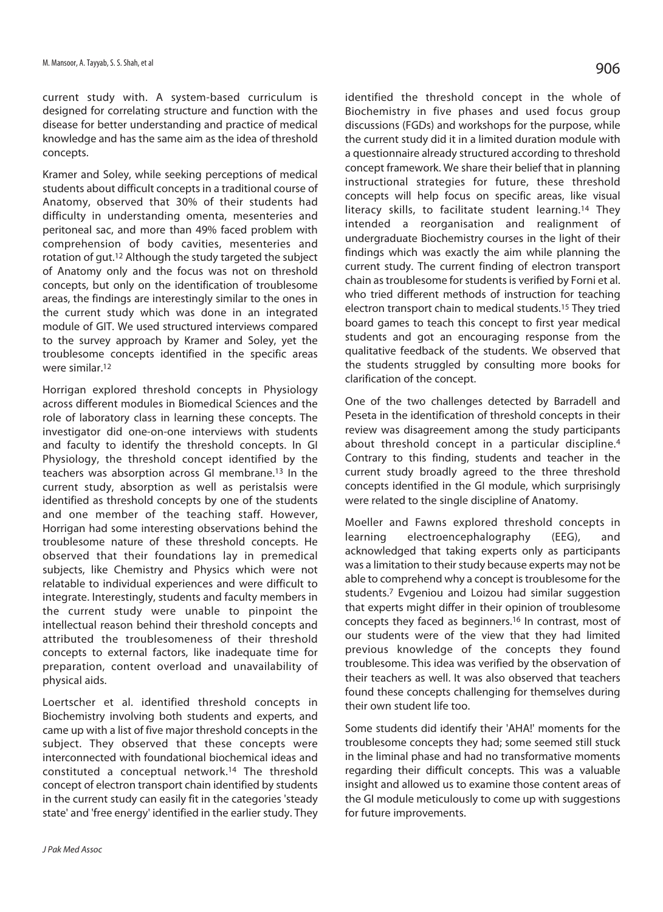current study with. A system-based curriculum is designed for correlating structure and function with the disease for better understanding and practice of medical knowledge and has the same aim as the idea of threshold concepts.

Kramer and Soley, while seeking perceptions of medical students about difficult concepts in a traditional course of Anatomy, observed that 30% of their students had difficulty in understanding omenta, mesenteries and peritoneal sac, and more than 49% faced problem with comprehension of body cavities, mesenteries and rotation of gut.[12] Although the study targeted the subject of Anatomy only and the focus was not on threshold concepts, but only on the identification of troublesome areas, the findings are interestingly similar to the ones in the current study which was done in an integrated module of GIT. We used structured interviews compared to the survey approach by Kramer and Soley, yet the troublesome concepts identified in the specific areas were similar.[12]

Horrigan explored threshold concepts in Physiology across different modules in Biomedical Sciences and the role of laboratory class in learning these concepts. The investigator did one-on-one interviews with students and faculty to identify the threshold concepts. In GI Physiology, the threshold concept identified by the teachers was absorption across GI membrane.[13] In the current study, absorption as well as peristalsis were identified as threshold concepts by one of the students and one member of the teaching staff. However, Horrigan had some interesting observations behind the troublesome nature of these threshold concepts. He observed that their foundations lay in premedical subjects, like Chemistry and Physics which were not relatable to individual experiences and were difficult to integrate. Interestingly, students and faculty members in the current study were unable to pinpoint the intellectual reason behind their threshold concepts and attributed the troublesomeness of their threshold concepts to external factors, like inadequate time for preparation, content overload and unavailability of physical aids.

Loertscher et al. identified threshold concepts in Biochemistry involving both students and experts, and came up with a list of five major threshold concepts in the subject. They observed that these concepts were interconnected with foundational biochemical ideas and constituted a conceptual network.[14] The threshold concept of electron transport chain identified by students in the current study can easily fit in the categories 'steady state' and 'free energy' identified in the earlier study. They identified the threshold concept in the whole of Biochemistry in five phases and used focus group discussions (FGDs) and workshops for the purpose, while the current study did it in a limited duration module with a questionnaire already structured according to threshold concept framework. We share their belief that in planning instructional strategies for future, these threshold concepts will help focus on specific areas, like visual literacy skills, to facilitate student learning.[14] They intended a reorganisation and realignment of undergraduate Biochemistry courses in the light of their findings which was exactly the aim while planning the current study. The current finding of electron transport chain as troublesome for students is verified by Forni et al. who tried different methods of instruction for teaching electron transport chain to medical students.[15] They tried board games to teach this concept to first year medical students and got an encouraging response from the qualitative feedback of the students. We observed that the students struggled by consulting more books for clarification of the concept.

One of the two challenges detected by Barradell and Peseta in the identification of threshold concepts in their review was disagreement among the study participants about threshold concept in a particular discipline.[4] Contrary to this finding, students and teacher in the current study broadly agreed to the three threshold concepts identified in the GI module, which surprisingly were related to the single discipline of Anatomy.

Moeller and Fawns explored threshold concepts in learning electroencephalography (EEG), and acknowledged that taking experts only as participants was a limitation to their study because experts may not be able to comprehend why a concept is troublesome for the students.[7] Evgeniou and Loizou had similar suggestion that experts might differ in their opinion of troublesome concepts they faced as beginners.[16] In contrast, most of our students were of the view that they had limited previous knowledge of the concepts they found troublesome. This idea was verified by the observation of their teachers as well. It was also observed that teachers found these concepts challenging for themselves during their own student life too.

Some students did identify their 'AHA!' moments for the troublesome concepts they had; some seemed still stuck in the liminal phase and had no transformative moments regarding their difficult concepts. This was a valuable insight and allowed us to examine those content areas of the GI module meticulously to come up with suggestions for future improvements.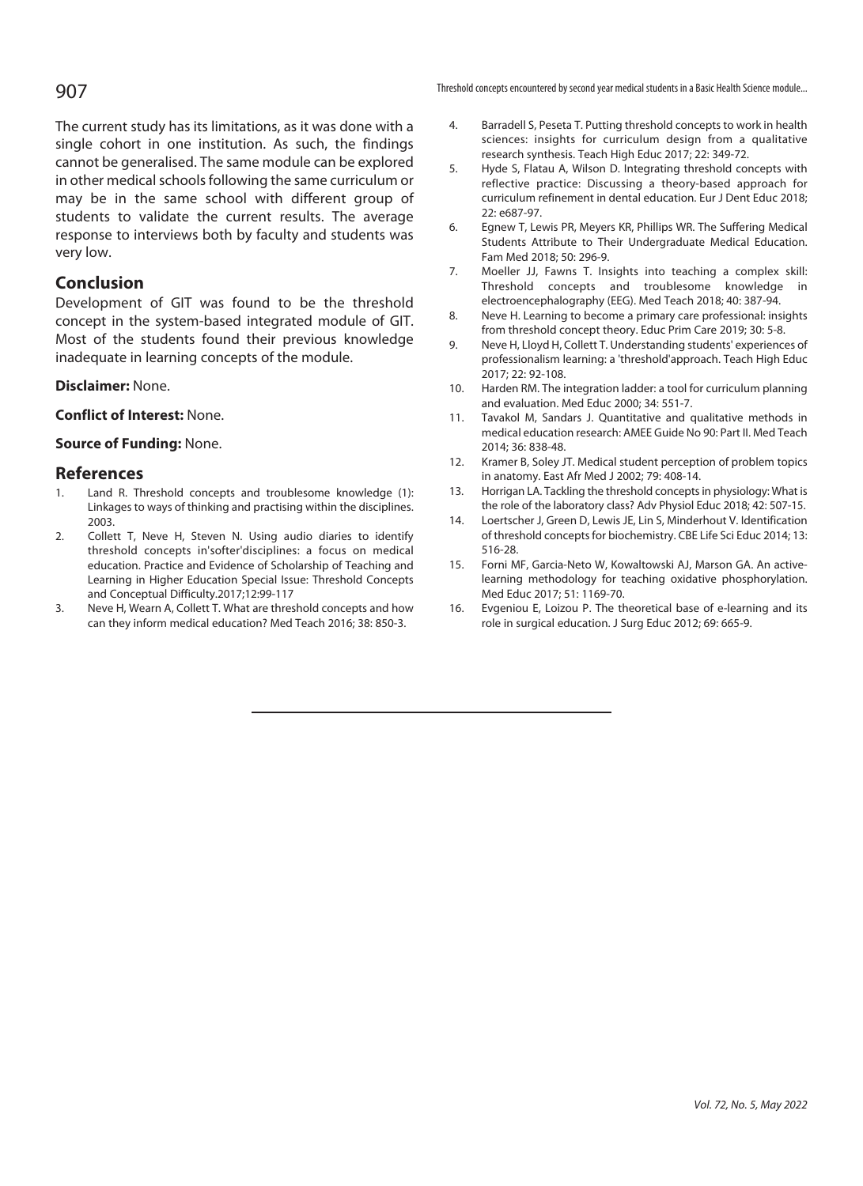The current study has its limitations, as it was done with a single cohort in one institution. As such, the findings cannot be generalised. The same module can be explored in other medical schools following the same curriculum or may be in the same school with different group of students to validate the current results. The average response to interviews both by faculty and students was very low.

## Conclusion

Development of GIT was found to be the threshold concept in the system-based integrated module of GIT. Most of the students found their previous knowledge inadequate in learning concepts of the module.

**Disclaimer:** None.

**Conflict of Interest:** None.

**Source of Funding:** None.

## References

1. Land R. Threshold concepts and troublesome knowledge (1): Linkages to ways of thinking and practising within the disciplines. 2003.
2. Collett T, Neve H, Steven N. Using audio diaries to identify threshold concepts in'softer'disciplines: a focus on medical education. Practice and Evidence of Scholarship of Teaching and Learning in Higher Education Special Issue: Threshold Concepts and Conceptual Difficulty.2017;12:99-117
3. Neve H, Wearn A, Collett T. What are threshold concepts and how can they inform medical education? Med Teach 2016; 38: 850-3.
4. Barradell S, Peseta T. Putting threshold concepts to work in health sciences: insights for curriculum design from a qualitative research synthesis. Teach High Educ 2017; 22: 349-72.
5. Hyde S, Flatau A, Wilson D. Integrating threshold concepts with reflective practice: Discussing a theory-based approach for curriculum refinement in dental education. Eur J Dent Educ 2018; 22: e687-97.
6. Egnew T, Lewis PR, Meyers KR, Phillips WR. The Suffering Medical Students Attribute to Their Undergraduate Medical Education. Fam Med 2018; 50: 296-9.
7. Moeller JJ, Fawns T. Insights into teaching a complex skill: Threshold concepts and troublesome knowledge in electroencephalography (EEG). Med Teach 2018; 40: 387-94.
8. Neve H. Learning to become a primary care professional: insights from threshold concept theory. Educ Prim Care 2019; 30: 5-8.
9. Neve H, Lloyd H, Collett T. Understanding students' experiences of professionalism learning: a 'threshold'approach. Teach High Educ 2017; 22: 92-108.
10. Harden RM. The integration ladder: a tool for curriculum planning and evaluation. Med Educ 2000; 34: 551-7.
11. Tavakol M, Sandars J. Quantitative and qualitative methods in medical education research: AMEE Guide No 90: Part II. Med Teach 2014; 36: 838-48.
12. Kramer B, Soley JT. Medical student perception of problem topics in anatomy. East Afr Med J 2002; 79: 408-14.
13. Horrigan LA. Tackling the threshold concepts in physiology: What is the role of the laboratory class? Adv Physiol Educ 2018; 42: 507-15.
14. Loertscher J, Green D, Lewis JE, Lin S, Minderhout V. Identification of threshold concepts for biochemistry. CBE Life Sci Educ 2014; 13: 516-28.
15. Forni MF, Garcia-Neto W, Kowaltowski AJ, Marson GA. An active-learning methodology for teaching oxidative phosphorylation. Med Educ 2017; 51: 1169-70.
16. Evgeniou E, Loizou P. The theoretical base of e-learning and its role in surgical education. J Surg Educ 2012; 69: 665-9.